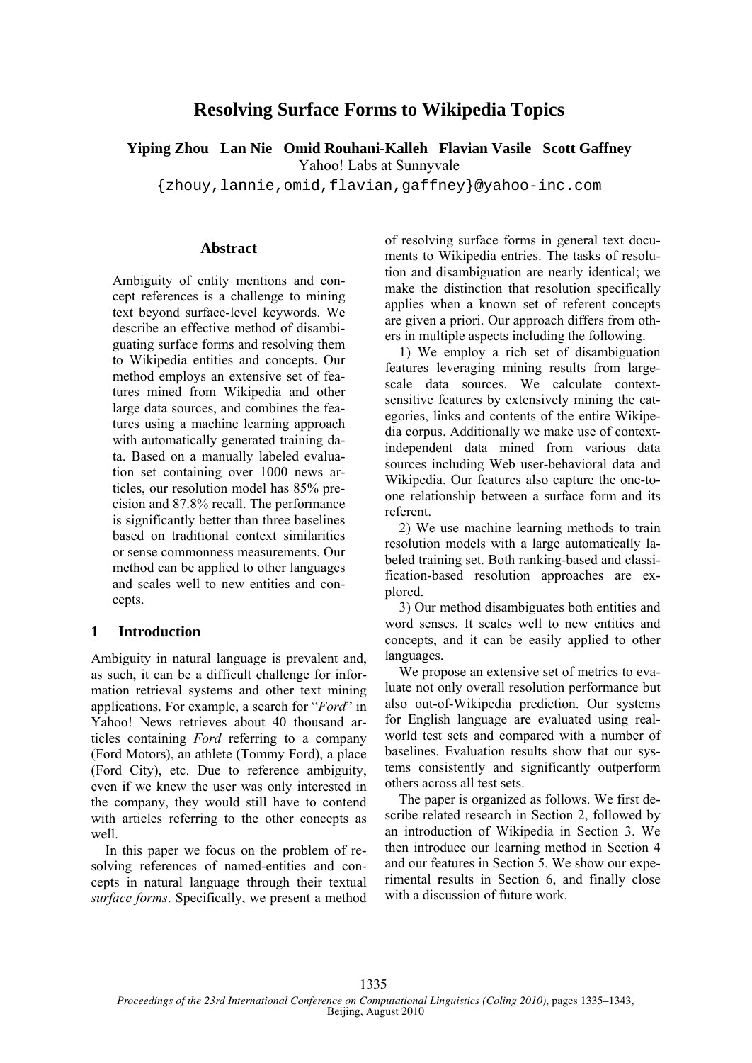# Resolving Surface Forms to Wikipedia Topics

**Yiping Zhou Lan Nie Omid Rouhani-Kalleh Flavian Vasile Scott Gaffney**
Yahoo! Labs at Sunnyvale
{zhouy,lannie,omid,flavian,gaffney}@yahoo-inc.com

## Abstract

Ambiguity of entity mentions and concept references is a challenge to mining text beyond surface-level keywords. We describe an effective method of disambiguating surface forms and resolving them to Wikipedia entities and concepts. Our method employs an extensive set of features mined from Wikipedia and other large data sources, and combines the features using a machine learning approach with automatically generated training data. Based on a manually labeled evaluation set containing over 1000 news articles, our resolution model has 85% precision and 87.8% recall. The performance is significantly better than three baselines based on traditional context similarities or sense commonness measurements. Our method can be applied to other languages and scales well to new entities and concepts.

## 1 Introduction

Ambiguity in natural language is prevalent and, as such, it can be a difficult challenge for information retrieval systems and other text mining applications. For example, a search for "*Ford*" in Yahoo! News retrieves about 40 thousand articles containing *Ford* referring to a company (Ford Motors), an athlete (Tommy Ford), a place (Ford City), etc. Due to reference ambiguity, even if we knew the user was only interested in the company, they would still have to contend with articles referring to the other concepts as well.

In this paper we focus on the problem of resolving references of named-entities and concepts in natural language through their textual *surface forms*. Specifically, we present a method of resolving surface forms in general text documents to Wikipedia entries. The tasks of resolution and disambiguation are nearly identical; we make the distinction that resolution specifically applies when a known set of referent concepts are given a priori. Our approach differs from others in multiple aspects including the following.

1) We employ a rich set of disambiguation features leveraging mining results from large-scale data sources. We calculate context-sensitive features by extensively mining the categories, links and contents of the entire Wikipedia corpus. Additionally we make use of context-independent data mined from various data sources including Web user-behavioral data and Wikipedia. Our features also capture the one-to-one relationship between a surface form and its referent.

2) We use machine learning methods to train resolution models with a large automatically labeled training set. Both ranking-based and classification-based resolution approaches are explored.

3) Our method disambiguates both entities and word senses. It scales well to new entities and concepts, and it can be easily applied to other languages.

We propose an extensive set of metrics to evaluate not only overall resolution performance but also out-of-Wikipedia prediction. Our systems for English language are evaluated using real-world test sets and compared with a number of baselines. Evaluation results show that our systems consistently and significantly outperform others across all test sets.

The paper is organized as follows. We first describe related research in Section 2, followed by an introduction of Wikipedia in Section 3. We then introduce our learning method in Section 4 and our features in Section 5. We show our experimental results in Section 6, and finally close with a discussion of future work.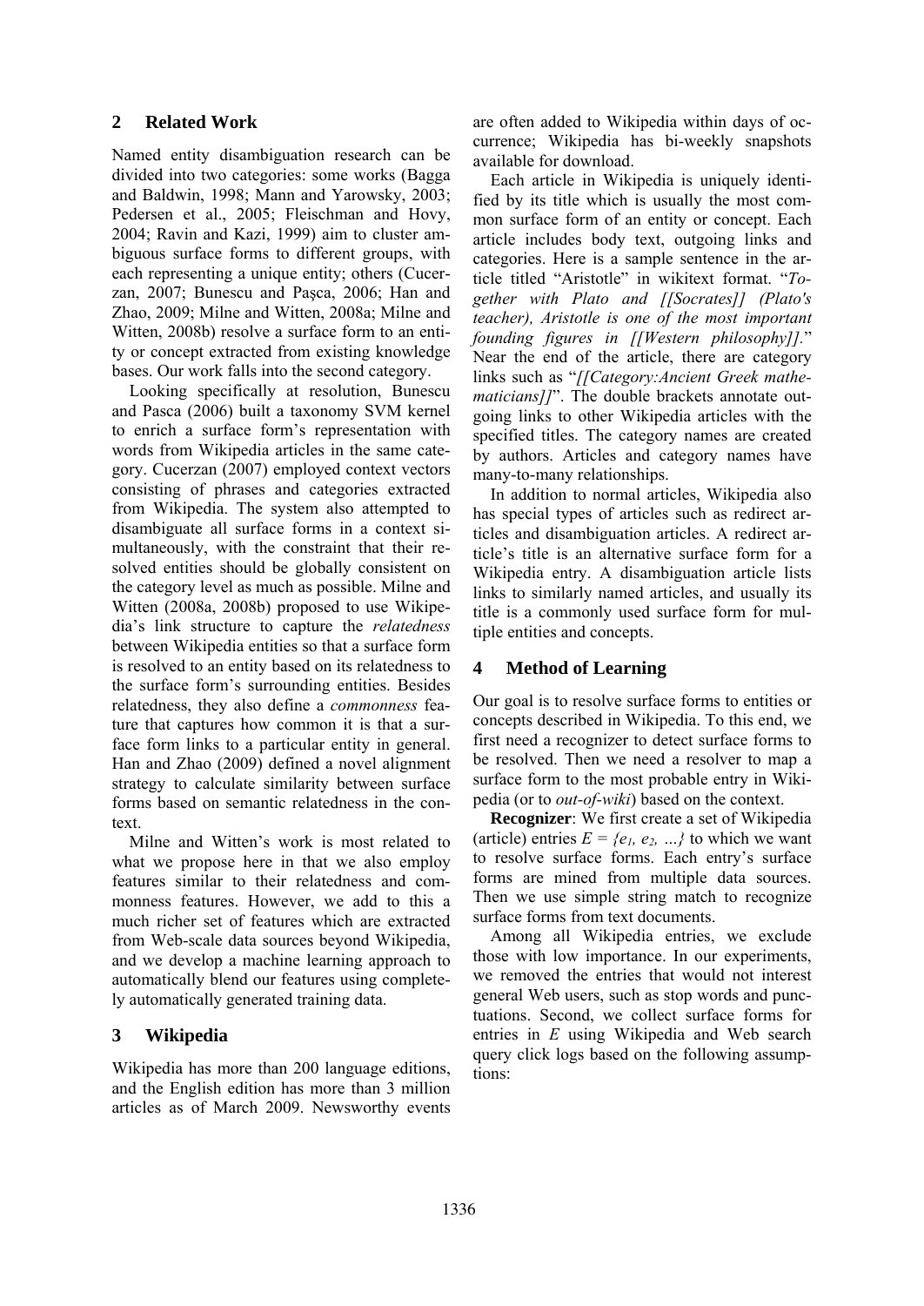## 2 Related Work

Named entity disambiguation research can be divided into two categories: some works (Bagga and Baldwin, 1998; Mann and Yarowsky, 2003; Pedersen et al., 2005; Fleischman and Hovy, 2004; Ravin and Kazi, 1999) aim to cluster ambiguous surface forms to different groups, with each representing a unique entity; others (Cucerzan, 2007; Bunescu and Paşca, 2006; Han and Zhao, 2009; Milne and Witten, 2008a; Milne and Witten, 2008b) resolve a surface form to an entity or concept extracted from existing knowledge bases. Our work falls into the second category.

Looking specifically at resolution, Bunescu and Pasca (2006) built a taxonomy SVM kernel to enrich a surface form's representation with words from Wikipedia articles in the same category. Cucerzan (2007) employed context vectors consisting of phrases and categories extracted from Wikipedia. The system also attempted to disambiguate all surface forms in a context simultaneously, with the constraint that their resolved entities should be globally consistent on the category level as much as possible. Milne and Witten (2008a, 2008b) proposed to use Wikipedia's link structure to capture the *relatedness* between Wikipedia entities so that a surface form is resolved to an entity based on its relatedness to the surface form's surrounding entities. Besides relatedness, they also define a *commonness* feature that captures how common it is that a surface form links to a particular entity in general. Han and Zhao (2009) defined a novel alignment strategy to calculate similarity between surface forms based on semantic relatedness in the context.

Milne and Witten's work is most related to what we propose here in that we also employ features similar to their relatedness and commonness features. However, we add to this a much richer set of features which are extracted from Web-scale data sources beyond Wikipedia, and we develop a machine learning approach to automatically blend our features using completely automatically generated training data.

## 3 Wikipedia

Wikipedia has more than 200 language editions, and the English edition has more than 3 million articles as of March 2009. Newsworthy events are often added to Wikipedia within days of occurrence; Wikipedia has bi-weekly snapshots available for download.

Each article in Wikipedia is uniquely identified by its title which is usually the most common surface form of an entity or concept. Each article includes body text, outgoing links and categories. Here is a sample sentence in the article titled "Aristotle" in wikitext format. "*Together with Plato and [[Socrates]] (Plato's teacher), Aristotle is one of the most important founding figures in [[Western philosophy]].*" Near the end of the article, there are category links such as "*[[Category:Ancient Greek mathematicians]]*". The double brackets annotate outgoing links to other Wikipedia articles with the specified titles. The category names are created by authors. Articles and category names have many-to-many relationships.

In addition to normal articles, Wikipedia also has special types of articles such as redirect articles and disambiguation articles. A redirect article's title is an alternative surface form for a Wikipedia entry. A disambiguation article lists links to similarly named articles, and usually its title is a commonly used surface form for multiple entities and concepts.

## 4 Method of Learning

Our goal is to resolve surface forms to entities or concepts described in Wikipedia. To this end, we first need a recognizer to detect surface forms to be resolved. Then we need a resolver to map a surface form to the most probable entry in Wikipedia (or to *out-of-wiki*) based on the context.

**Recognizer**: We first create a set of Wikipedia (article) entries $E = \{e_1, e_2, \ldots\}$ to which we want to resolve surface forms. Each entry's surface forms are mined from multiple data sources. Then we use simple string match to recognize surface forms from text documents.

Among all Wikipedia entries, we exclude those with low importance. In our experiments, we removed the entries that would not interest general Web users, such as stop words and punctuations. Second, we collect surface forms for entries in $E$ using Wikipedia and Web search query click logs based on the following assumptions: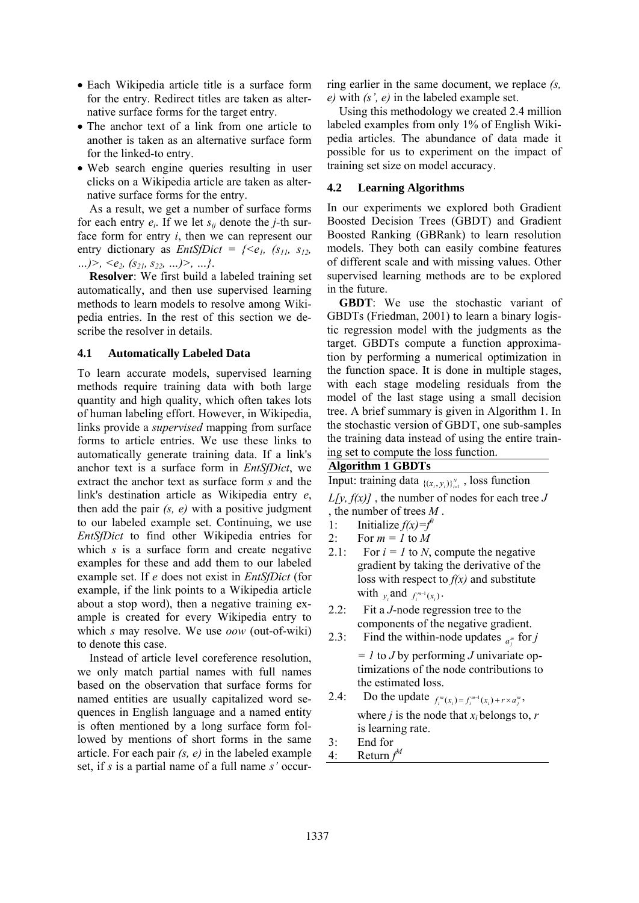- Each Wikipedia article title is a surface form for the entry. Redirect titles are taken as alternative surface forms for the target entry.
- The anchor text of a link from one article to another is taken as an alternative surface form for the linked-to entry.
- Web search engine queries resulting in user clicks on a Wikipedia article are taken as alternative surface forms for the entry.

As a result, we get a number of surface forms for each entry $e_i$. If we let $s_{ij}$ denote the $j$-th surface form for entry $i$, then we can represent our entry dictionary as $EntSfDict = \{<e_1, (s_{11}, s_{12}, \ldots)>, <e_2, (s_{21}, s_{22}, \ldots)>, \ldots\}$.

**Resolver**: We first build a labeled training set automatically, and then use supervised learning methods to learn models to resolve among Wikipedia entries. In the rest of this section we describe the resolver in details.

### 4.1 Automatically Labeled Data

To learn accurate models, supervised learning methods require training data with both large quantity and high quality, which often takes lots of human labeling effort. However, in Wikipedia, links provide a *supervised* mapping from surface forms to article entries. We use these links to automatically generate training data. If a link's anchor text is a surface form in *EntSfDict*, we extract the anchor text as surface form *s* and the link's destination article as Wikipedia entry *e*, then add the pair *(s, e)* with a positive judgment to our labeled example set. Continuing, we use *EntSfDict* to find other Wikipedia entries for which *s* is a surface form and create negative examples for these and add them to our labeled example set. If *e* does not exist in *EntSfDict* (for example, if the link points to a Wikipedia article about a stop word), then a negative training example is created for every Wikipedia entry to which *s* may resolve. We use *oow* (out-of-wiki) to denote this case.

Instead of article level coreference resolution, we only match partial names with full names based on the observation that surface forms for named entities are usually capitalized word sequences in English language and a named entity is often mentioned by a long surface form followed by mentions of short forms in the same article. For each pair *(s, e)* in the labeled example set, if *s* is a partial name of a full name *s'* occurring earlier in the same document, we replace *(s, e)* with *(s', e)* in the labeled example set.

Using this methodology we created 2.4 million labeled examples from only 1% of English Wikipedia articles. The abundance of data made it possible for us to experiment on the impact of training set size on model accuracy.

### 4.2 Learning Algorithms

In our experiments we explored both Gradient Boosted Decision Trees (GBDT) and Gradient Boosted Ranking (GBRank) to learn resolution models. They both can easily combine features of different scale and with missing values. Other supervised learning methods are to be explored in the future.

**GBDT**: We use the stochastic variant of GBDTs (Friedman, 2001) to learn a binary logistic regression model with the judgments as the target. GBDTs compute a function approximation by performing a numerical optimization in the function space. It is done in multiple stages, with each stage modeling residuals from the model of the last stage using a small decision tree. A brief summary is given in Algorithm 1. In the stochastic version of GBDT, one sub-samples the training data instead of using the entire training set to compute the loss function.

**Algorithm 1 GBDTs**

Input: training data $\{(x_i, y_i)\}_{i=1}^N$, loss function $L[y, f(x)]$, the number of nodes for each tree $J$, the number of trees $M$.

1: Initialize $f(x)=f^0$
2: For $m = 1$ to $M$
2.1: For $i = 1$ to $N$, compute the negative gradient by taking the derivative of the loss with respect to $f(x)$ and substitute with $y_i$ and $f_i^{m-1}(x_i)$.
2.2: Fit a $J$-node regression tree to the components of the negative gradient.
2.3: Find the within-node updates $a_j^m$ for $j = 1$ to $J$ by performing $J$ univariate optimizations of the node contributions to the estimated loss.
2.4: Do the update $f_i^m(x_i) = f_i^{m-1}(x_i) + r \times a_j^m$, where $j$ is the node that $x_i$ belongs to, $r$ is learning rate.
3: End for
4: Return $f^M$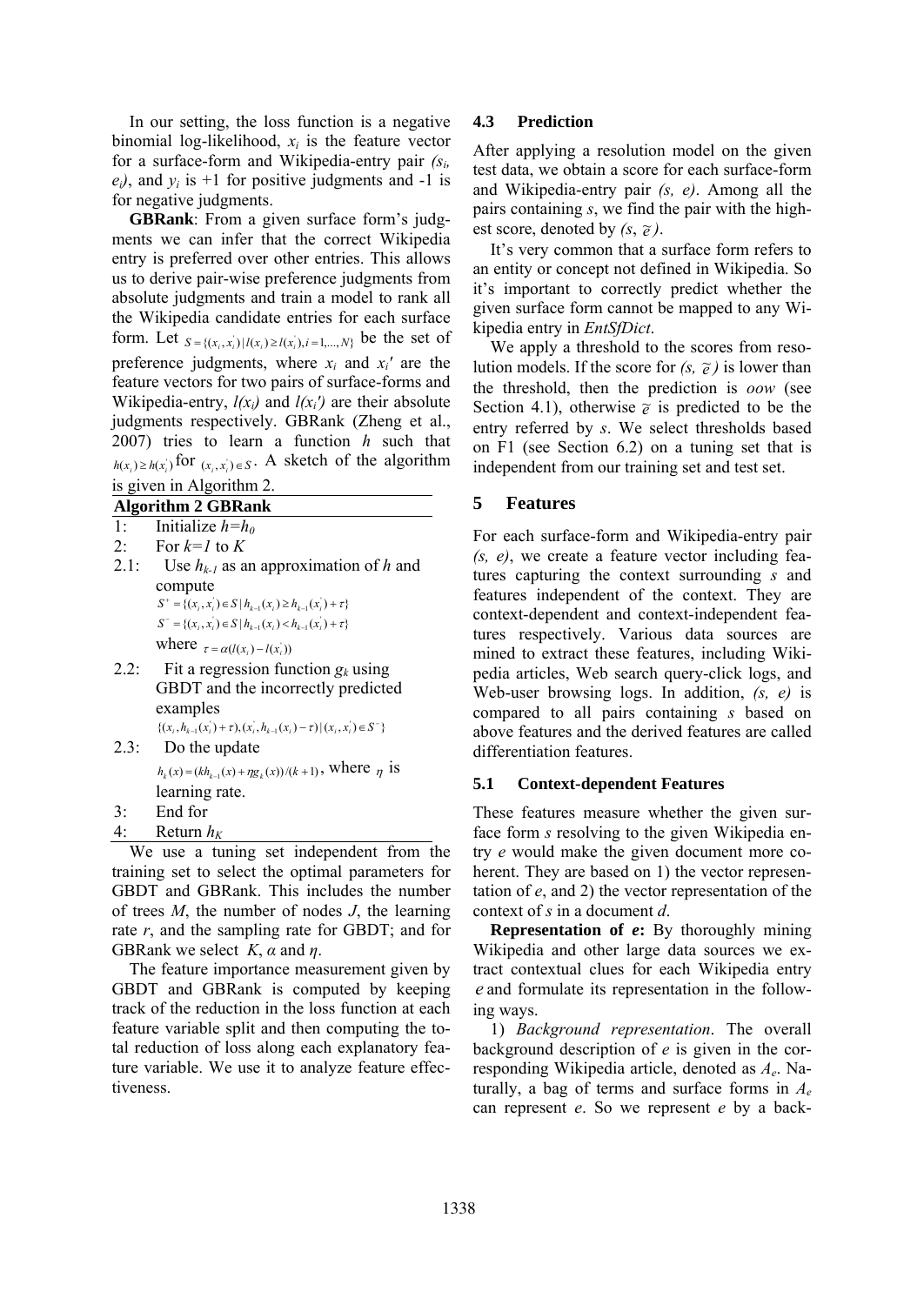In our setting, the loss function is a negative binomial log-likelihood, $x_i$ is the feature vector for a surface-form and Wikipedia-entry pair $(s_i, e_i)$, and $y_i$ is +1 for positive judgments and -1 is for negative judgments.

**GBRank**: From a given surface form's judgments we can infer that the correct Wikipedia entry is preferred over other entries. This allows us to derive pair-wise preference judgments from absolute judgments and train a model to rank all the Wikipedia candidate entries for each surface form. Let $S = \{(x_i, x_i^{'}) \mid l(x_i) \geq l(x_i^{'}), i = 1, ..., N\}$ be the set of preference judgments, where $x_i$ and $x_i'$ are the feature vectors for two pairs of surface-forms and Wikipedia-entry, $l(x_i)$ and $l(x_i')$ are their absolute judgments respectively. GBRank (Zheng et al., 2007) tries to learn a function $h$ such that $h(x_i) \geq h(x_i^{'})$ for $(x_i, x_i^{'}) \in S$. A sketch of the algorithm is given in Algorithm 2.

**Algorithm 2 GBRank**

1: Initialize $h=h_0$

2: For $k=1$ to $K$

2.1: Use $h_{k-1}$ as an approximation of $h$ and compute

$S^{+} = \{(x_i, x_i^{'}) \in S \mid h_{k-1}(x_i) \geq h_{k-1}(x_i^{'}) + \tau\}$

$S^{-} = \{(x_i, x_i^{'}) \in S \mid h_{k-1}(x_i) < h_{k-1}(x_i^{'}) + \tau\}$

where $\tau = \alpha(l(x_i) - l(x_i^{'}))$

2.2: Fit a regression function $g_k$ using GBDT and the incorrectly predicted examples

$\{(x_i, h_{k-1}(x_i^{'}) + \tau), (x_i^{'}, h_{k-1}(x_i) - \tau) \mid (x_i, x_i^{'}) \in S^{-}\}$

2.3: Do the update

$h_k(x) = (k h_{k-1}(x) + \eta g_k(x))/(k+1)$, where $\eta$ is learning rate.

3: End for

4: Return $h_K$

We use a tuning set independent from the training set to select the optimal parameters for GBDT and GBRank. This includes the number of trees $M$, the number of nodes $J$, the learning rate $r$, and the sampling rate for GBDT; and for GBRank we select $K$, $\alpha$ and $\eta$.

The feature importance measurement given by GBDT and GBRank is computed by keeping track of the reduction in the loss function at each feature variable split and then computing the total reduction of loss along each explanatory feature variable. We use it to analyze feature effectiveness.

### 4.3 Prediction

After applying a resolution model on the given test data, we obtain a score for each surface-form and Wikipedia-entry pair $(s, e)$. Among all the pairs containing $s$, we find the pair with the highest score, denoted by $(s, \tilde{e})$.

It's very common that a surface form refers to an entity or concept not defined in Wikipedia. So it's important to correctly predict whether the given surface form cannot be mapped to any Wikipedia entry in *EntSfDict*.

We apply a threshold to the scores from resolution models. If the score for $(s, \tilde{e})$ is lower than the threshold, then the prediction is *oow* (see Section 4.1), otherwise $\tilde{e}$ is predicted to be the entry referred by $s$. We select thresholds based on F1 (see Section 6.2) on a tuning set that is independent from our training set and test set.

## 5 Features

For each surface-form and Wikipedia-entry pair $(s, e)$, we create a feature vector including features capturing the context surrounding $s$ and features independent of the context. They are context-dependent and context-independent features respectively. Various data sources are mined to extract these features, including Wikipedia articles, Web search query-click logs, and Web-user browsing logs. In addition, $(s, e)$ is compared to all pairs containing $s$ based on above features and the derived features are called differentiation features.

### 5.1 Context-dependent Features

These features measure whether the given surface form $s$ resolving to the given Wikipedia entry $e$ would make the given document more coherent. They are based on 1) the vector representation of $e$, and 2) the vector representation of the context of $s$ in a document $d$.

**Representation of $e$:** By thoroughly mining Wikipedia and other large data sources we extract contextual clues for each Wikipedia entry $e$ and formulate its representation in the following ways.

1) *Background representation*. The overall background description of $e$ is given in the corresponding Wikipedia article, denoted as $A_e$. Naturally, a bag of terms and surface forms in $A_e$ can represent $e$. So we represent $e$ by a back-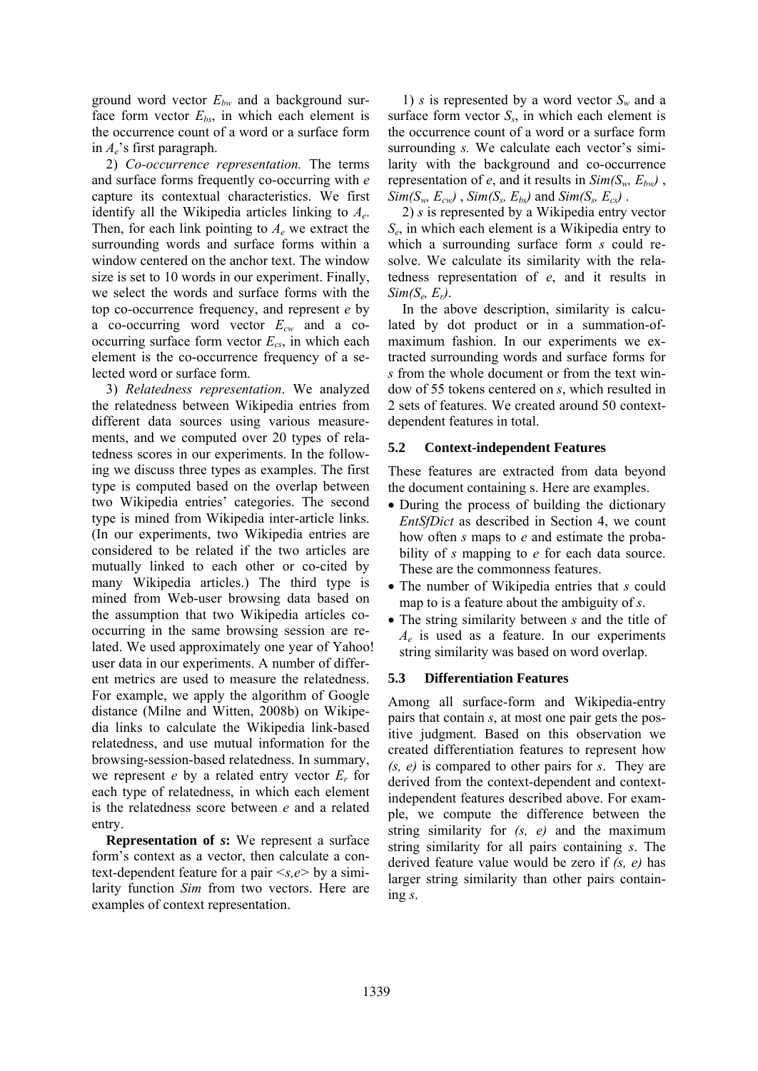ground word vector $E_{bw}$ and a background surface form vector $E_{bs}$, in which each element is the occurrence count of a word or a surface form in $A_e$'s first paragraph.

2) *Co-occurrence representation.* The terms and surface forms frequently co-occurring with *e* capture its contextual characteristics. We first identify all the Wikipedia articles linking to $A_e$. Then, for each link pointing to $A_e$ we extract the surrounding words and surface forms within a window centered on the anchor text. The window size is set to 10 words in our experiment. Finally, we select the words and surface forms with the top co-occurrence frequency, and represent *e* by a co-occurring word vector $E_{cw}$ and a co-occurring surface form vector $E_{cs}$, in which each element is the co-occurrence frequency of a selected word or surface form.

3) *Relatedness representation*. We analyzed the relatedness between Wikipedia entries from different data sources using various measurements, and we computed over 20 types of relatedness scores in our experiments. In the following we discuss three types as examples. The first type is computed based on the overlap between two Wikipedia entries' categories. The second type is mined from Wikipedia inter-article links. (In our experiments, two Wikipedia entries are considered to be related if the two articles are mutually linked to each other or co-cited by many Wikipedia articles.) The third type is mined from Web-user browsing data based on the assumption that two Wikipedia articles co-occurring in the same browsing session are related. We used approximately one year of Yahoo! user data in our experiments. A number of different metrics are used to measure the relatedness. For example, we apply the algorithm of Google distance (Milne and Witten, 2008b) on Wikipedia links to calculate the Wikipedia link-based relatedness, and use mutual information for the browsing-session-based relatedness. In summary, we represent *e* by a related entry vector $E_r$ for each type of relatedness, in which each element is the relatedness score between *e* and a related entry.

**Representation of *s*:** We represent a surface form's context as a vector, then calculate a context-dependent feature for a pair <*s,e*> by a similarity function *Sim* from two vectors. Here are examples of context representation.

1) *s* is represented by a word vector $S_w$ and a surface form vector $S_s$, in which each element is the occurrence count of a word or a surface form surrounding *s.* We calculate each vector's similarity with the background and co-occurrence representation of *e*, and it results in $Sim(S_w, E_{bw})$, $Sim(S_w, E_{cw})$, $Sim(S_s, E_{bs})$ and $Sim(S_s, E_{cs})$.

2) *s* is represented by a Wikipedia entry vector $S_e$, in which each element is a Wikipedia entry to which a surrounding surface form *s* could resolve. We calculate its similarity with the relatedness representation of *e*, and it results in $Sim(S_e, E_r)$.

In the above description, similarity is calculated by dot product or in a summation-of-maximum fashion. In our experiments we extracted surrounding words and surface forms for *s* from the whole document or from the text window of 55 tokens centered on *s*, which resulted in 2 sets of features. We created around 50 context-dependent features in total.

### 5.2 Context-independent Features

These features are extracted from data beyond the document containing s. Here are examples.

- During the process of building the dictionary *EntSfDict* as described in Section 4, we count how often *s* maps to *e* and estimate the probability of *s* mapping to *e* for each data source. These are the commonness features.
- The number of Wikipedia entries that *s* could map to is a feature about the ambiguity of *s*.
- The string similarity between *s* and the title of $A_e$ is used as a feature. In our experiments string similarity was based on word overlap.

### 5.3 Differentiation Features

Among all surface-form and Wikipedia-entry pairs that contain *s*, at most one pair gets the positive judgment. Based on this observation we created differentiation features to represent how *(s, e)* is compared to other pairs for *s*. They are derived from the context-dependent and context-independent features described above. For example, we compute the difference between the string similarity for *(s, e)* and the maximum string similarity for all pairs containing *s*. The derived feature value would be zero if *(s, e)* has larger string similarity than other pairs containing *s*.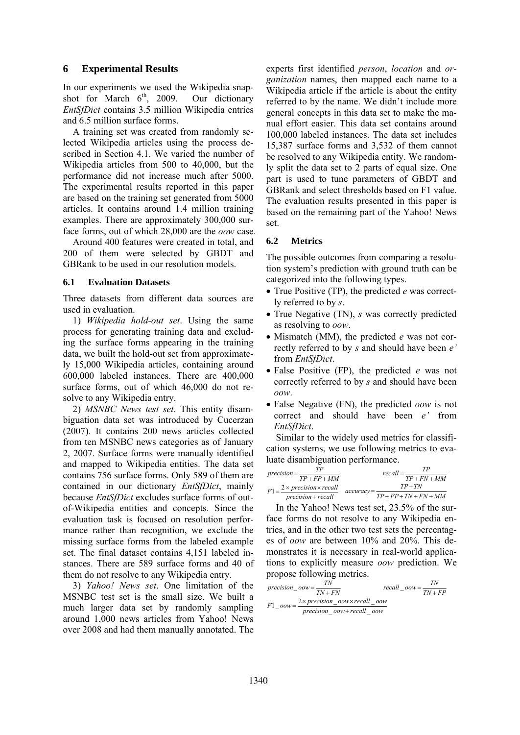## 6 Experimental Results

In our experiments we used the Wikipedia snapshot for March 6th, 2009. Our dictionary *EntSfDict* contains 3.5 million Wikipedia entries and 6.5 million surface forms.

A training set was created from randomly selected Wikipedia articles using the process described in Section 4.1. We varied the number of Wikipedia articles from 500 to 40,000, but the performance did not increase much after 5000. The experimental results reported in this paper are based on the training set generated from 5000 articles. It contains around 1.4 million training examples. There are approximately 300,000 surface forms, out of which 28,000 are the *oow* case.

Around 400 features were created in total, and 200 of them were selected by GBDT and GBRank to be used in our resolution models.

### 6.1 Evaluation Datasets

Three datasets from different data sources are used in evaluation.

1) *Wikipedia hold-out set*. Using the same process for generating training data and excluding the surface forms appearing in the training data, we built the hold-out set from approximately 15,000 Wikipedia articles, containing around 600,000 labeled instances. There are 400,000 surface forms, out of which 46,000 do not resolve to any Wikipedia entry.

2) *MSNBC News test set*. This entity disambiguation data set was introduced by Cucerzan (2007). It contains 200 news articles collected from ten MSNBC news categories as of January 2, 2007. Surface forms were manually identified and mapped to Wikipedia entities. The data set contains 756 surface forms. Only 589 of them are contained in our dictionary *EntSfDict*, mainly because *EntSfDict* excludes surface forms of out-of-Wikipedia entities and concepts. Since the evaluation task is focused on resolution performance rather than recognition, we exclude the missing surface forms from the labeled example set. The final dataset contains 4,151 labeled instances. There are 589 surface forms and 40 of them do not resolve to any Wikipedia entry.

3) *Yahoo! News set*. One limitation of the MSNBC test set is the small size. We built a much larger data set by randomly sampling around 1,000 news articles from Yahoo! News over 2008 and had them manually annotated. The experts first identified *person*, *location* and *organization* names, then mapped each name to a Wikipedia article if the article is about the entity referred to by the name. We didn't include more general concepts in this data set to make the manual effort easier. This data set contains around 100,000 labeled instances. The data set includes 15,387 surface forms and 3,532 of them cannot be resolved to any Wikipedia entity. We randomly split the data set to 2 parts of equal size. One part is used to tune parameters of GBDT and GBRank and select thresholds based on F1 value. The evaluation results presented in this paper is based on the remaining part of the Yahoo! News set.

### 6.2 Metrics

The possible outcomes from comparing a resolution system's prediction with ground truth can be categorized into the following types.

- True Positive (TP), the predicted *e* was correctly referred to by *s*.
- True Negative (TN), *s* was correctly predicted as resolving to *oow*.
- Mismatch (MM), the predicted *e* was not correctly referred to by *s* and should have been *e'* from *EntSfDict*.
- False Positive (FP), the predicted *e* was not correctly referred to by *s* and should have been *oow*.
- False Negative (FN), the predicted *oow* is not correct and should have been *e'* from *EntSfDict*.

Similar to the widely used metrics for classification systems, we use following metrics to evaluate disambiguation performance.

$$precision = \frac{TP}{TP + FP + MM} \qquad recall = \frac{TP}{TP + FN + MM}$$

$$F1 = \frac{2 \times precision \times recall}{precision + recall} \qquad accuracy = \frac{TP + TN}{TP + FP + TN + FN + MM}$$

In the Yahoo! News test set, 23.5% of the surface forms do not resolve to any Wikipedia entries, and in the other two test sets the percentages of *oow* are between 10% and 20%. This demonstrates it is necessary in real-world applications to explicitly measure *oow* prediction. We propose following metrics.

$$precision\_oow = \frac{TN}{TN + FN} \qquad recall\_oow = \frac{TN}{TN + FP}$$

$$F1\_oow = \frac{2 \times precision\_oow \times recall\_oow}{precision\_oow + recall\_oow}$$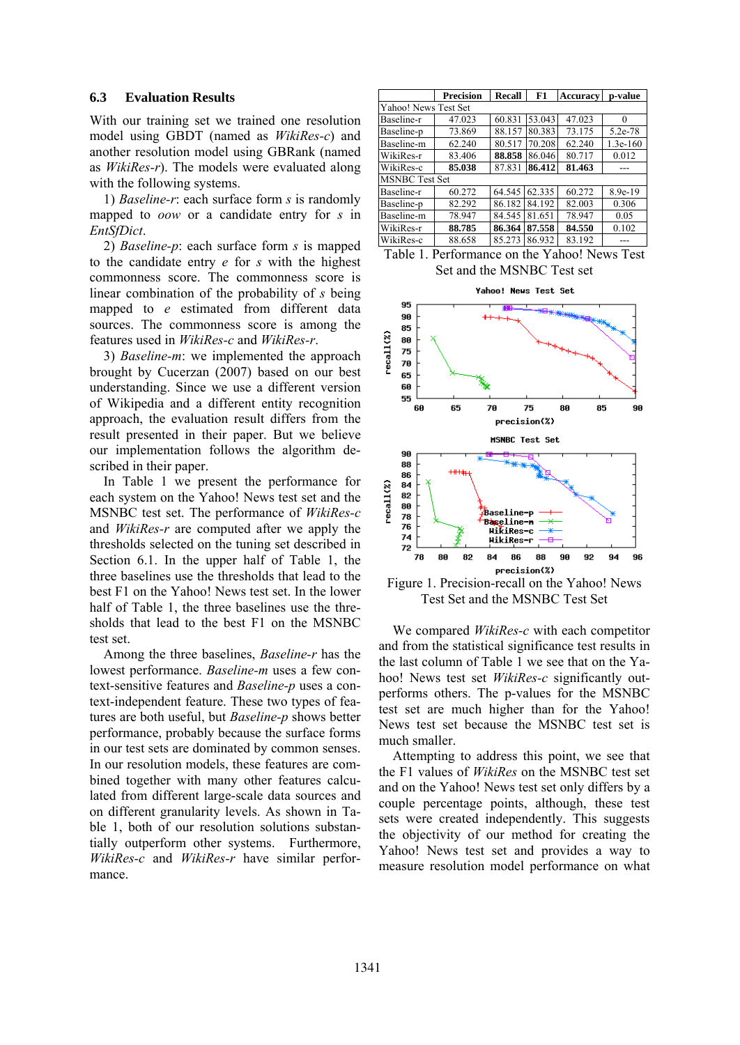### 6.3 Evaluation Results

With our training set we trained one resolution model using GBDT (named as *WikiRes-c*) and another resolution model using GBRank (named as *WikiRes-r*). The models were evaluated along with the following systems.

1) *Baseline-r*: each surface form *s* is randomly mapped to *oow* or a candidate entry for *s* in *EntSfDict*.

2) *Baseline-p*: each surface form *s* is mapped to the candidate entry *e* for *s* with the highest commonness score. The commonness score is linear combination of the probability of *s* being mapped to *e* estimated from different data sources. The commonness score is among the features used in *WikiRes-c* and *WikiRes-r*.

3) *Baseline-m*: we implemented the approach brought by Cucerzan (2007) based on our best understanding. Since we use a different version of Wikipedia and a different entity recognition approach, the evaluation result differs from the result presented in their paper. But we believe our implementation follows the algorithm described in their paper.

In Table 1 we present the performance for each system on the Yahoo! News test set and the MSNBC test set. The performance of *WikiRes-c* and *WikiRes-r* are computed after we apply the thresholds selected on the tuning set described in Section 6.1. In the upper half of Table 1, the three baselines use the thresholds that lead to the best F1 on the Yahoo! News test set. In the lower half of Table 1, the three baselines use the thresholds that lead to the best F1 on the MSNBC test set.

Among the three baselines, *Baseline-r* has the lowest performance. *Baseline-m* uses a few context-sensitive features and *Baseline-p* uses a context-independent feature. These two types of features are both useful, but *Baseline-p* shows better performance, probably because the surface forms in our test sets are dominated by common senses. In our resolution models, these features are combined together with many other features calculated from different large-scale data sources and on different granularity levels. As shown in Table 1, both of our resolution solutions substantially outperform other systems. Furthermore, *WikiRes-c* and *WikiRes-r* have similar performance.

| | Precision | Recall | F1 | Accuracy | p-value |
|---|---|---|---|---|---|
| Yahoo! News Test Set | | | | | |
| Baseline-r | 47.023 | 60.831 | 53.043 | 47.023 | 0 |
| Baseline-p | 73.869 | 88.157 | 80.383 | 73.175 | 5.2e-78 |
| Baseline-m | 62.240 | 80.517 | 70.208 | 62.240 | 1.3e-160 |
| WikiRes-r | 83.406 | **88.858** | 86.046 | 80.717 | 0.012 |
| WikiRes-c | **85.038** | 87.831 | **86.412** | **81.463** | --- |
| MSNBC Test Set | | | | | |
| Baseline-r | 60.272 | 64.545 | 62.335 | 60.272 | 8.9e-19 |
| Baseline-p | 82.292 | 86.182 | 84.192 | 82.003 | 0.306 |
| Baseline-m | 78.947 | 84.545 | 81.651 | 78.947 | 0.05 |
| WikiRes-r | **88.785** | **86.364** | **87.558** | **84.550** | 0.102 |
| WikiRes-c | 88.658 | 85.273 | 86.932 | 83.192 | --- |

Table 1. Performance on the Yahoo! News Test Set and the MSNBC Test set

Figure 1. Precision-recall on the Yahoo! News Test Set and the MSNBC Test Set

We compared *WikiRes-c* with each competitor and from the statistical significance test results in the last column of Table 1 we see that on the Yahoo! News test set *WikiRes-c* significantly outperforms others. The p-values for the MSNBC test set are much higher than for the Yahoo! News test set because the MSNBC test set is much smaller.

Attempting to address this point, we see that the F1 values of *WikiRes* on the MSNBC test set and on the Yahoo! News test set only differs by a couple percentage points, although, these test sets were created independently. This suggests the objectivity of our method for creating the Yahoo! News test set and provides a way to measure resolution model performance on what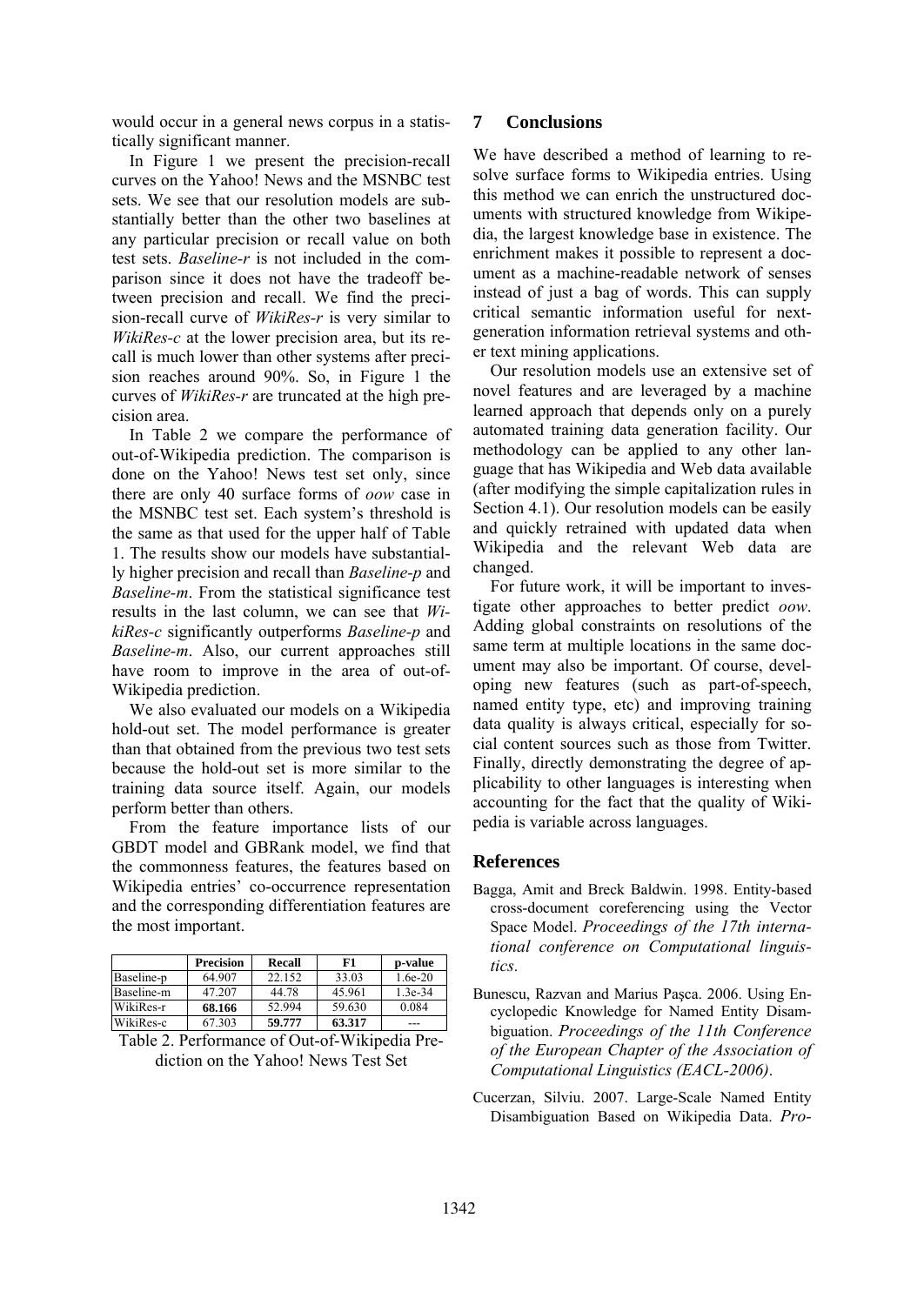would occur in a general news corpus in a statistically significant manner.

In Figure 1 we present the precision-recall curves on the Yahoo! News and the MSNBC test sets. We see that our resolution models are substantially better than the other two baselines at any particular precision or recall value on both test sets. *Baseline-r* is not included in the comparison since it does not have the tradeoff between precision and recall. We find the precision-recall curve of *WikiRes-r* is very similar to *WikiRes-c* at the lower precision area, but its recall is much lower than other systems after precision reaches around 90%. So, in Figure 1 the curves of *WikiRes-r* are truncated at the high precision area.

In Table 2 we compare the performance of out-of-Wikipedia prediction. The comparison is done on the Yahoo! News test set only, since there are only 40 surface forms of *oow* case in the MSNBC test set. Each system's threshold is the same as that used for the upper half of Table 1. The results show our models have substantially higher precision and recall than *Baseline-p* and *Baseline-m*. From the statistical significance test results in the last column, we can see that *WikiRes-c* significantly outperforms *Baseline-p* and *Baseline-m*. Also, our current approaches still have room to improve in the area of out-of-Wikipedia prediction.

We also evaluated our models on a Wikipedia hold-out set. The model performance is greater than that obtained from the previous two test sets because the hold-out set is more similar to the training data source itself. Again, our models perform better than others.

From the feature importance lists of our GBDT model and GBRank model, we find that the commonness features, the features based on Wikipedia entries' co-occurrence representation and the corresponding differentiation features are the most important.

| | Precision | Recall | F1 | p-value |
|---|---|---|---|---|
| Baseline-p | 64.907 | 22.152 | 33.03 | 1.6e-20 |
| Baseline-m | 47.207 | 44.78 | 45.961 | 1.3e-34 |
| WikiRes-r | **68.166** | 52.994 | 59.630 | 0.084 |
| WikiRes-c | 67.303 | **59.777** | **63.317** | --- |

Table 2. Performance of Out-of-Wikipedia Prediction on the Yahoo! News Test Set

## 7 Conclusions

We have described a method of learning to resolve surface forms to Wikipedia entries. Using this method we can enrich the unstructured documents with structured knowledge from Wikipedia, the largest knowledge base in existence. The enrichment makes it possible to represent a document as a machine-readable network of senses instead of just a bag of words. This can supply critical semantic information useful for next-generation information retrieval systems and other text mining applications.

Our resolution models use an extensive set of novel features and are leveraged by a machine learned approach that depends only on a purely automated training data generation facility. Our methodology can be applied to any other language that has Wikipedia and Web data available (after modifying the simple capitalization rules in Section 4.1). Our resolution models can be easily and quickly retrained with updated data when Wikipedia and the relevant Web data are changed.

For future work, it will be important to investigate other approaches to better predict *oow*. Adding global constraints on resolutions of the same term at multiple locations in the same document may also be important. Of course, developing new features (such as part-of-speech, named entity type, etc) and improving training data quality is always critical, especially for social content sources such as those from Twitter. Finally, directly demonstrating the degree of applicability to other languages is interesting when accounting for the fact that the quality of Wikipedia is variable across languages.

## References

Bagga, Amit and Breck Baldwin. 1998. Entity-based cross-document coreferencing using the Vector Space Model. *Proceedings of the 17th international conference on Computational linguistics*.

Bunescu, Razvan and Marius Paşca. 2006. Using Encyclopedic Knowledge for Named Entity Disambiguation. *Proceedings of the 11th Conference of the European Chapter of the Association of Computational Linguistics (EACL-2006)*.

Cucerzan, Silviu. 2007. Large-Scale Named Entity Disambiguation Based on Wikipedia Data. *Pro-*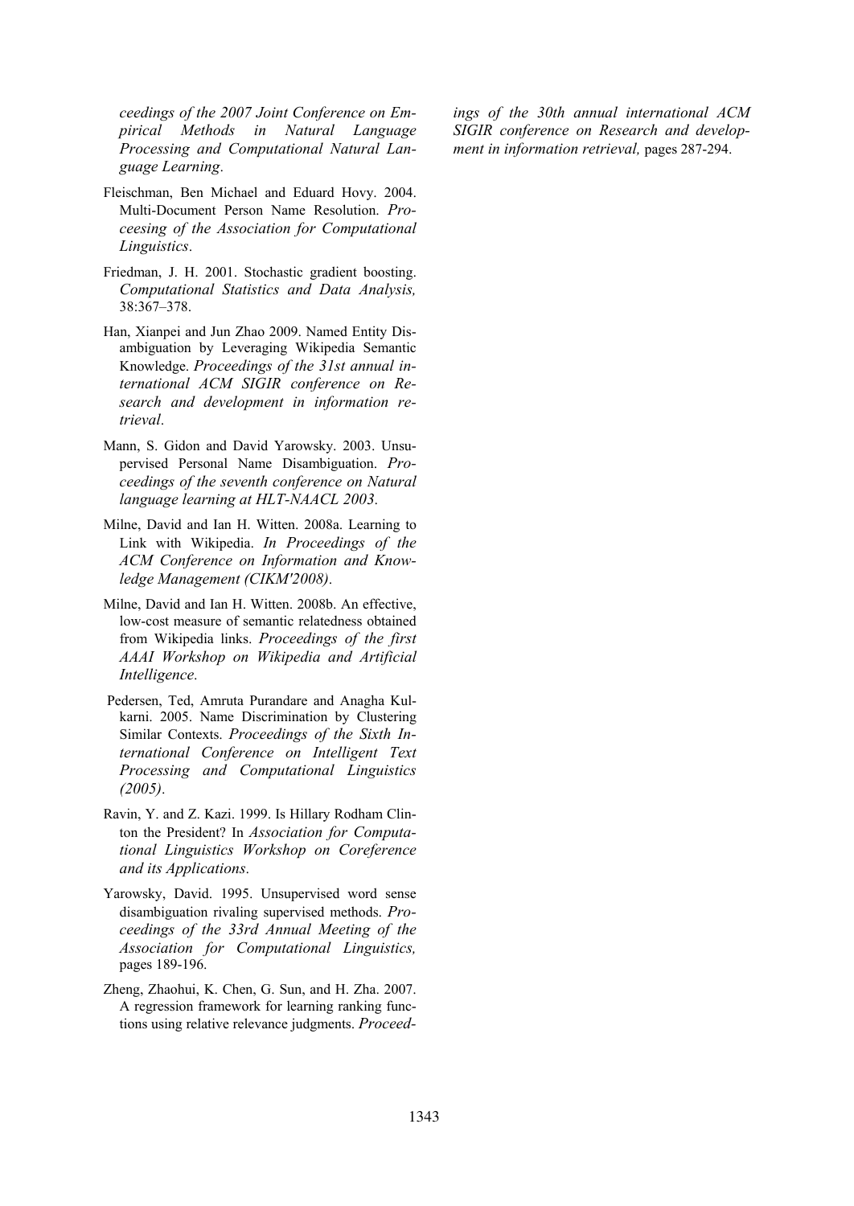*ceedings of the 2007 Joint Conference on Empirical Methods in Natural Language Processing and Computational Natural Language Learning*.

Fleischman, Ben Michael and Eduard Hovy. 2004. Multi-Document Person Name Resolution. *Proceesing of the Association for Computational Linguistics*.

Friedman, J. H. 2001. Stochastic gradient boosting. *Computational Statistics and Data Analysis,* 38:367–378.

Han, Xianpei and Jun Zhao 2009. Named Entity Disambiguation by Leveraging Wikipedia Semantic Knowledge. *Proceedings of the 31st annual international ACM SIGIR conference on Research and development in information retrieval*.

Mann, S. Gidon and David Yarowsky. 2003. Unsupervised Personal Name Disambiguation. *Proceedings of the seventh conference on Natural language learning at HLT-NAACL 2003.*

Milne, David and Ian H. Witten. 2008a. Learning to Link with Wikipedia. *In Proceedings of the ACM Conference on Information and Knowledge Management (CIKM'2008)*.

Milne, David and Ian H. Witten. 2008b. An effective, low-cost measure of semantic relatedness obtained from Wikipedia links. *Proceedings of the first AAAI Workshop on Wikipedia and Artificial Intelligence.*

Pedersen, Ted, Amruta Purandare and Anagha Kulkarni. 2005. Name Discrimination by Clustering Similar Contexts. *Proceedings of the Sixth International Conference on Intelligent Text Processing and Computational Linguistics (2005)*.

Ravin, Y. and Z. Kazi. 1999. Is Hillary Rodham Clinton the President? In *Association for Computational Linguistics Workshop on Coreference and its Applications*.

Yarowsky, David. 1995. Unsupervised word sense disambiguation rivaling supervised methods. *Proceedings of the 33rd Annual Meeting of the Association for Computational Linguistics,* pages 189-196.

Zheng, Zhaohui, K. Chen, G. Sun, and H. Zha. 2007. A regression framework for learning ranking functions using relative relevance judgments. *Proceedings of the 30th annual international ACM SIGIR conference on Research and development in information retrieval,* pages 287-294.